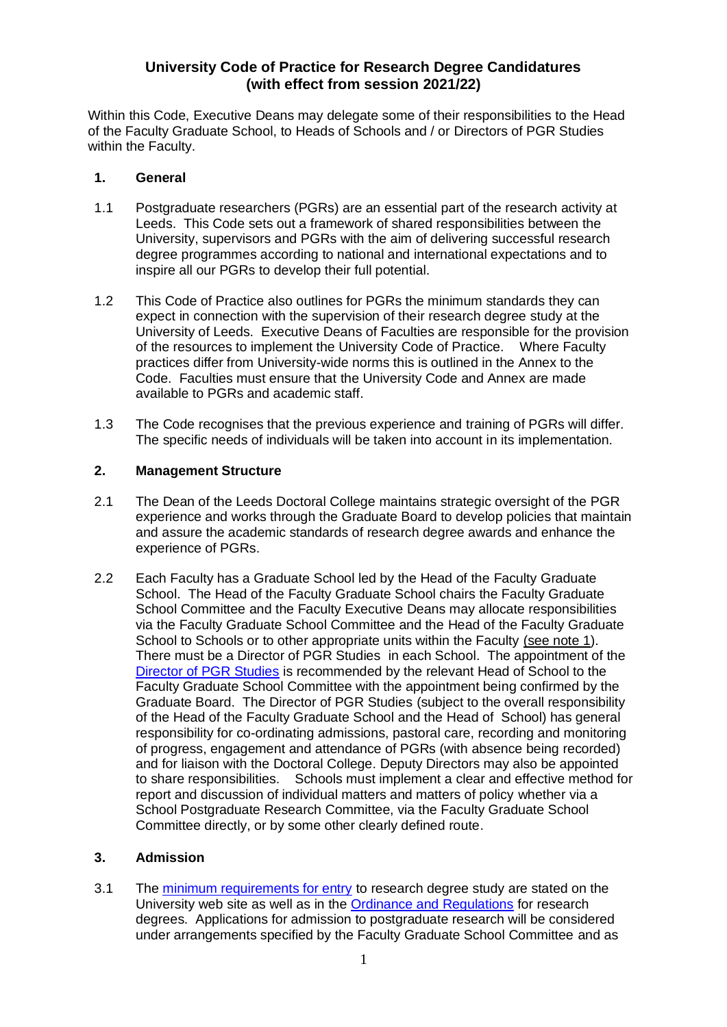# University Code of Practice for Research Degree Candidatures (with effect from session 2021/22)

Within this Code, Executive Deans may delegate some of their responsibilities to the Head of the Faculty Graduate School, to Heads of Schools and / or Directors of PGR Studies within the Faculty.

## 1. General

1.1 Postgraduate researchers (PGRs) are an essential part of the research activity at Leeds. This Code sets out a framework of shared responsibilities between the University, supervisors and PGRs with the aim of delivering successful research degree programmes according to national and international expectations and to inspire all our PGRs to develop their full potential.

1.2 This Code of Practice also outlines for PGRs the minimum standards they can expect in connection with the supervision of their research degree study at the University of Leeds. Executive Deans of Faculties are responsible for the provision of the resources to implement the University Code of Practice. Where Faculty practices differ from University-wide norms this is outlined in the Annex to the Code. Faculties must ensure that the University Code and Annex are made available to PGRs and academic staff.

1.3 The Code recognises that the previous experience and training of PGRs will differ. The specific needs of individuals will be taken into account in its implementation.

## 2. Management Structure

2.1 The Dean of the Leeds Doctoral College maintains strategic oversight of the PGR experience and works through the Graduate Board to develop policies that maintain and assure the academic standards of research degree awards and enhance the experience of PGRs.

2.2 Each Faculty has a Graduate School led by the Head of the Faculty Graduate School. The Head of the Faculty Graduate School chairs the Faculty Graduate School Committee and the Faculty Executive Deans may allocate responsibilities via the Faculty Graduate School Committee and the Head of the Faculty Graduate School to Schools or to other appropriate units within the Faculty (see note 1). There must be a Director of PGR Studies in each School. The appointment of the Director of PGR Studies is recommended by the relevant Head of School to the Faculty Graduate School Committee with the appointment being confirmed by the Graduate Board. The Director of PGR Studies (subject to the overall responsibility of the Head of the Faculty Graduate School and the Head of School) has general responsibility for co-ordinating admissions, pastoral care, recording and monitoring of progress, engagement and attendance of PGRs (with absence being recorded) and for liaison with the Doctoral College. Deputy Directors may also be appointed to share responsibilities. Schools must implement a clear and effective method for report and discussion of individual matters and matters of policy whether via a School Postgraduate Research Committee, via the Faculty Graduate School Committee directly, or by some other clearly defined route.

## 3. Admission

3.1 The minimum requirements for entry to research degree study are stated on the University web site as well as in the Ordinance and Regulations for research degrees. Applications for admission to postgraduate research will be considered under arrangements specified by the Faculty Graduate School Committee and as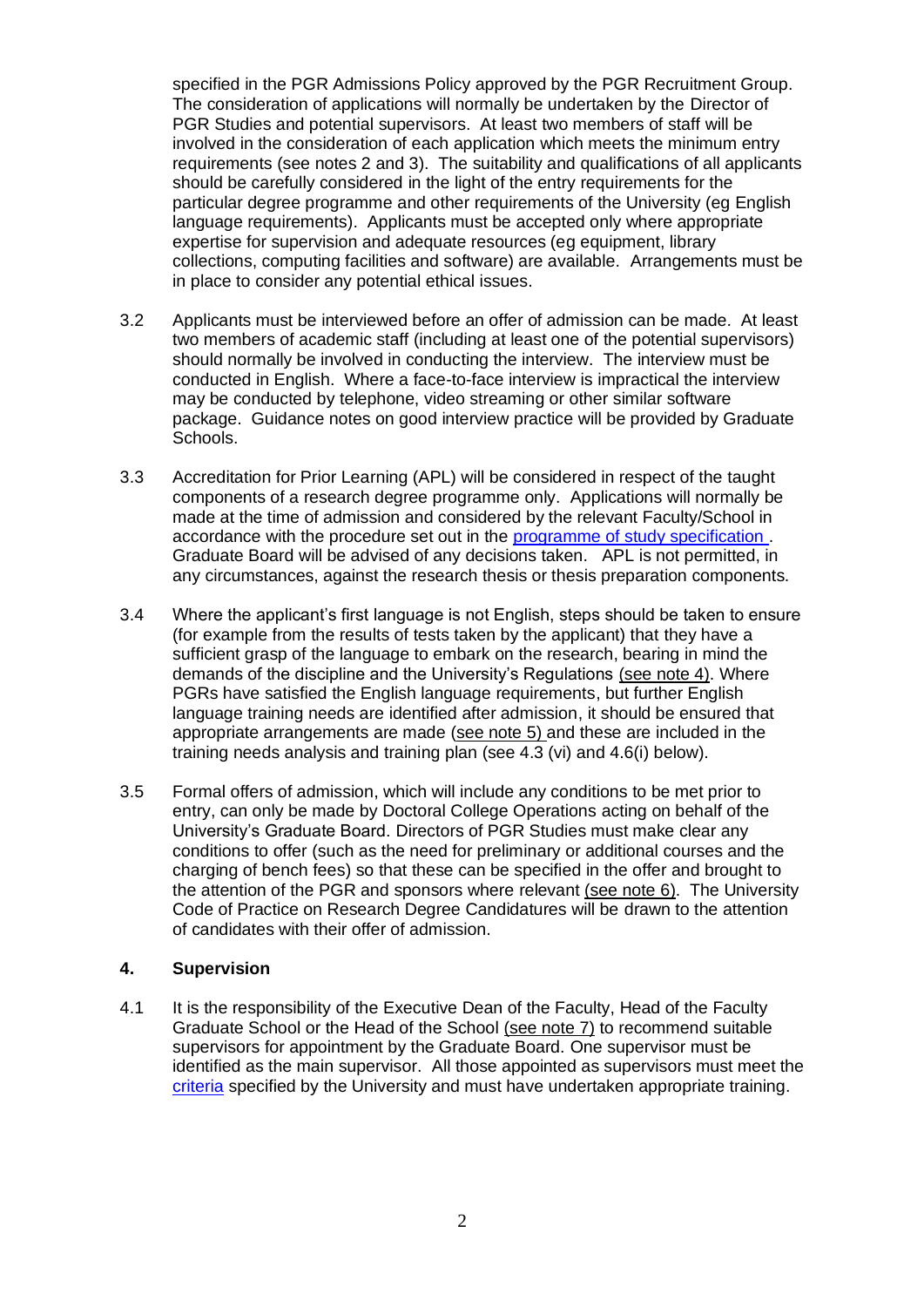specified in the PGR Admissions Policy approved by the PGR Recruitment Group. The consideration of applications will normally be undertaken by the Director of PGR Studies and potential supervisors. At least two members of staff will be involved in the consideration of each application which meets the minimum entry requirements (see notes 2 and 3). The suitability and qualifications of all applicants should be carefully considered in the light of the entry requirements for the particular degree programme and other requirements of the University (eg English language requirements). Applicants must be accepted only where appropriate expertise for supervision and adequate resources (eg equipment, library collections, computing facilities and software) are available. Arrangements must be in place to consider any potential ethical issues.

3.2 Applicants must be interviewed before an offer of admission can be made. At least two members of academic staff (including at least one of the potential supervisors) should normally be involved in conducting the interview. The interview must be conducted in English. Where a face-to-face interview is impractical the interview may be conducted by telephone, video streaming or other similar software package. Guidance notes on good interview practice will be provided by Graduate Schools.

3.3 Accreditation for Prior Learning (APL) will be considered in respect of the taught components of a research degree programme only. Applications will normally be made at the time of admission and considered by the relevant Faculty/School in accordance with the procedure set out in the [programme of study specification](). Graduate Board will be advised of any decisions taken. APL is not permitted, in any circumstances, against the research thesis or thesis preparation components.

3.4 Where the applicant's first language is not English, steps should be taken to ensure (for example from the results of tests taken by the applicant) that they have a sufficient grasp of the language to embark on the research, bearing in mind the demands of the discipline and the University's Regulations (see note 4). Where PGRs have satisfied the English language requirements, but further English language training needs are identified after admission, it should be ensured that appropriate arrangements are made (see note 5) and these are included in the training needs analysis and training plan (see 4.3 (vi) and 4.6(i) below).

3.5 Formal offers of admission, which will include any conditions to be met prior to entry, can only be made by Doctoral College Operations acting on behalf of the University's Graduate Board. Directors of PGR Studies must make clear any conditions to offer (such as the need for preliminary or additional courses and the charging of bench fees) so that these can be specified in the offer and brought to the attention of the PGR and sponsors where relevant (see note 6). The University Code of Practice on Research Degree Candidatures will be drawn to the attention of candidates with their offer of admission.

## 4. Supervision

4.1 It is the responsibility of the Executive Dean of the Faculty, Head of the Faculty Graduate School or the Head of the School (see note 7) to recommend suitable supervisors for appointment by the Graduate Board. One supervisor must be identified as the main supervisor. All those appointed as supervisors must meet the [criteria]() specified by the University and must have undertaken appropriate training.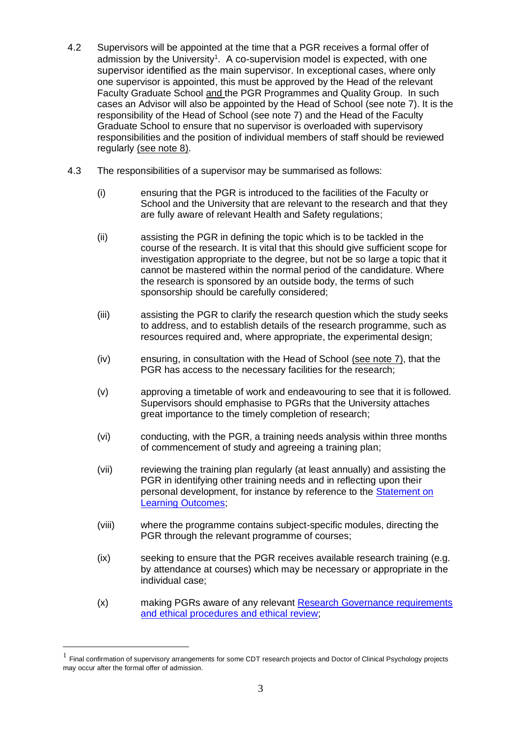4.2 Supervisors will be appointed at the time that a PGR receives a formal offer of admission by the University[1]. A co-supervision model is expected, with one supervisor identified as the main supervisor. In exceptional cases, where only one supervisor is appointed, this must be approved by the Head of the relevant Faculty Graduate School and the PGR Programmes and Quality Group. In such cases an Advisor will also be appointed by the Head of School (see note 7). It is the responsibility of the Head of School (see note 7) and the Head of the Faculty Graduate School to ensure that no supervisor is overloaded with supervisory responsibilities and the position of individual members of staff should be reviewed regularly (see note 8).

4.3 The responsibilities of a supervisor may be summarised as follows:

(i) ensuring that the PGR is introduced to the facilities of the Faculty or School and the University that are relevant to the research and that they are fully aware of relevant Health and Safety regulations;

(ii) assisting the PGR in defining the topic which is to be tackled in the course of the research. It is vital that this should give sufficient scope for investigation appropriate to the degree, but not be so large a topic that it cannot be mastered within the normal period of the candidature. Where the research is sponsored by an outside body, the terms of such sponsorship should be carefully considered;

(iii) assisting the PGR to clarify the research question which the study seeks to address, and to establish details of the research programme, such as resources required and, where appropriate, the experimental design;

(iv) ensuring, in consultation with the Head of School (see note 7), that the PGR has access to the necessary facilities for the research;

(v) approving a timetable of work and endeavouring to see that it is followed. Supervisors should emphasise to PGRs that the University attaches great importance to the timely completion of research;

(vi) conducting, with the PGR, a training needs analysis within three months of commencement of study and agreeing a training plan;

(vii) reviewing the training plan regularly (at least annually) and assisting the PGR in identifying other training needs and in reflecting upon their personal development, for instance by reference to the Statement on Learning Outcomes;

(viii) where the programme contains subject-specific modules, directing the PGR through the relevant programme of courses;

(ix) seeking to ensure that the PGR receives available research training (e.g. by attendance at courses) which may be necessary or appropriate in the individual case;

(x) making PGRs aware of any relevant Research Governance requirements and ethical procedures and ethical review;

[1] Final confirmation of supervisory arrangements for some CDT research projects and Doctor of Clinical Psychology projects may occur after the formal offer of admission.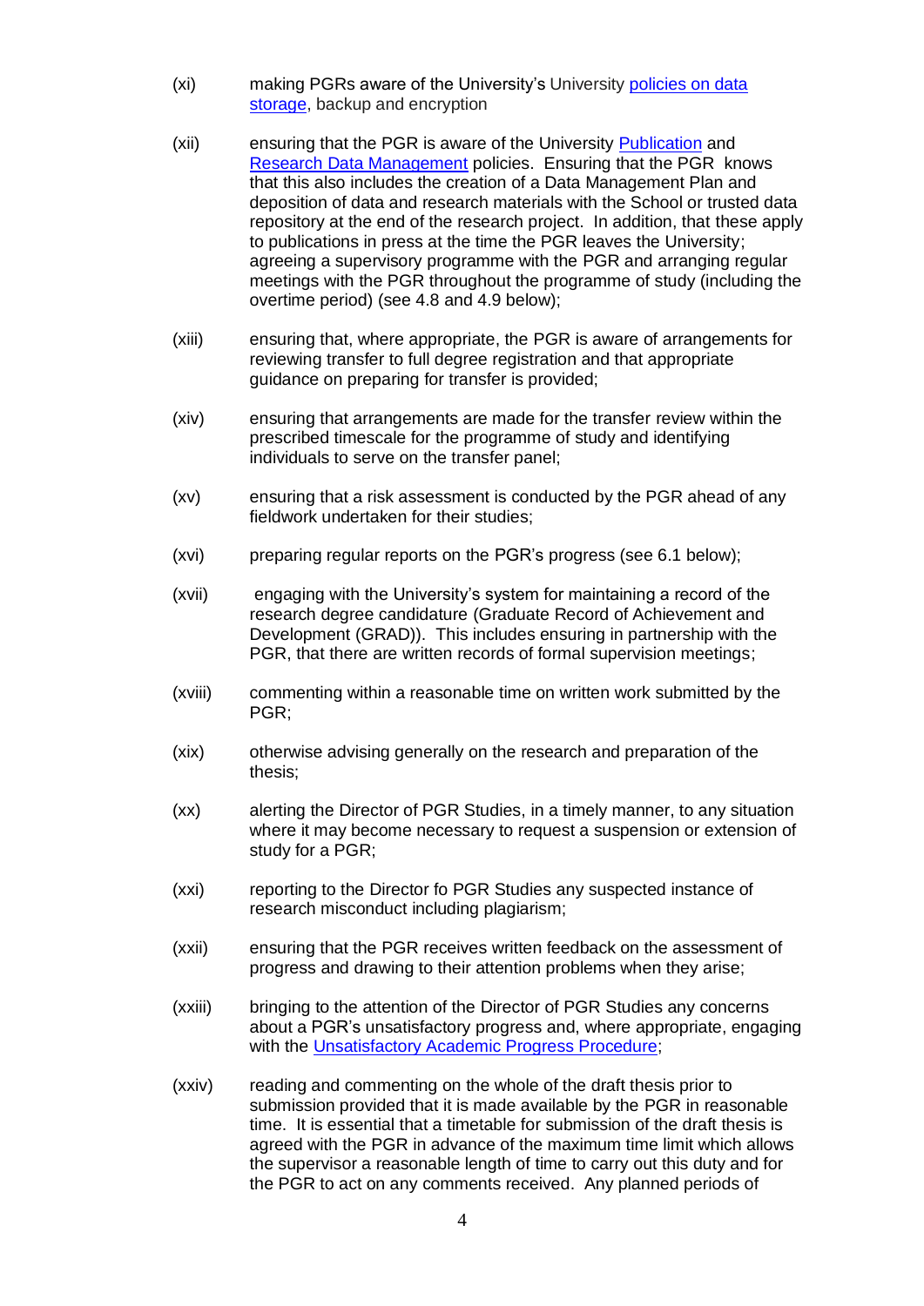(xi) making PGRs aware of the University's University [policies on data storage](), backup and encryption

(xii) ensuring that the PGR is aware of the University [Publication]() and [Research Data Management]() policies. Ensuring that the PGR knows that this also includes the creation of a Data Management Plan and deposition of data and research materials with the School or trusted data repository at the end of the research project. In addition, that these apply to publications in press at the time the PGR leaves the University; agreeing a supervisory programme with the PGR and arranging regular meetings with the PGR throughout the programme of study (including the overtime period) (see 4.8 and 4.9 below);

(xiii) ensuring that, where appropriate, the PGR is aware of arrangements for reviewing transfer to full degree registration and that appropriate guidance on preparing for transfer is provided;

(xiv) ensuring that arrangements are made for the transfer review within the prescribed timescale for the programme of study and identifying individuals to serve on the transfer panel;

(xv) ensuring that a risk assessment is conducted by the PGR ahead of any fieldwork undertaken for their studies;

(xvi) preparing regular reports on the PGR's progress (see 6.1 below);

(xvii) engaging with the University's system for maintaining a record of the research degree candidature (Graduate Record of Achievement and Development (GRAD)). This includes ensuring in partnership with the PGR, that there are written records of formal supervision meetings;

(xviii) commenting within a reasonable time on written work submitted by the PGR;

(xix) otherwise advising generally on the research and preparation of the thesis;

(xx) alerting the Director of PGR Studies, in a timely manner, to any situation where it may become necessary to request a suspension or extension of study for a PGR;

(xxi) reporting to the Director fo PGR Studies any suspected instance of research misconduct including plagiarism;

(xxii) ensuring that the PGR receives written feedback on the assessment of progress and drawing to their attention problems when they arise;

(xxiii) bringing to the attention of the Director of PGR Studies any concerns about a PGR's unsatisfactory progress and, where appropriate, engaging with the [Unsatisfactory Academic Progress Procedure]();

(xxiv) reading and commenting on the whole of the draft thesis prior to submission provided that it is made available by the PGR in reasonable time. It is essential that a timetable for submission of the draft thesis is agreed with the PGR in advance of the maximum time limit which allows the supervisor a reasonable length of time to carry out this duty and for the PGR to act on any comments received. Any planned periods of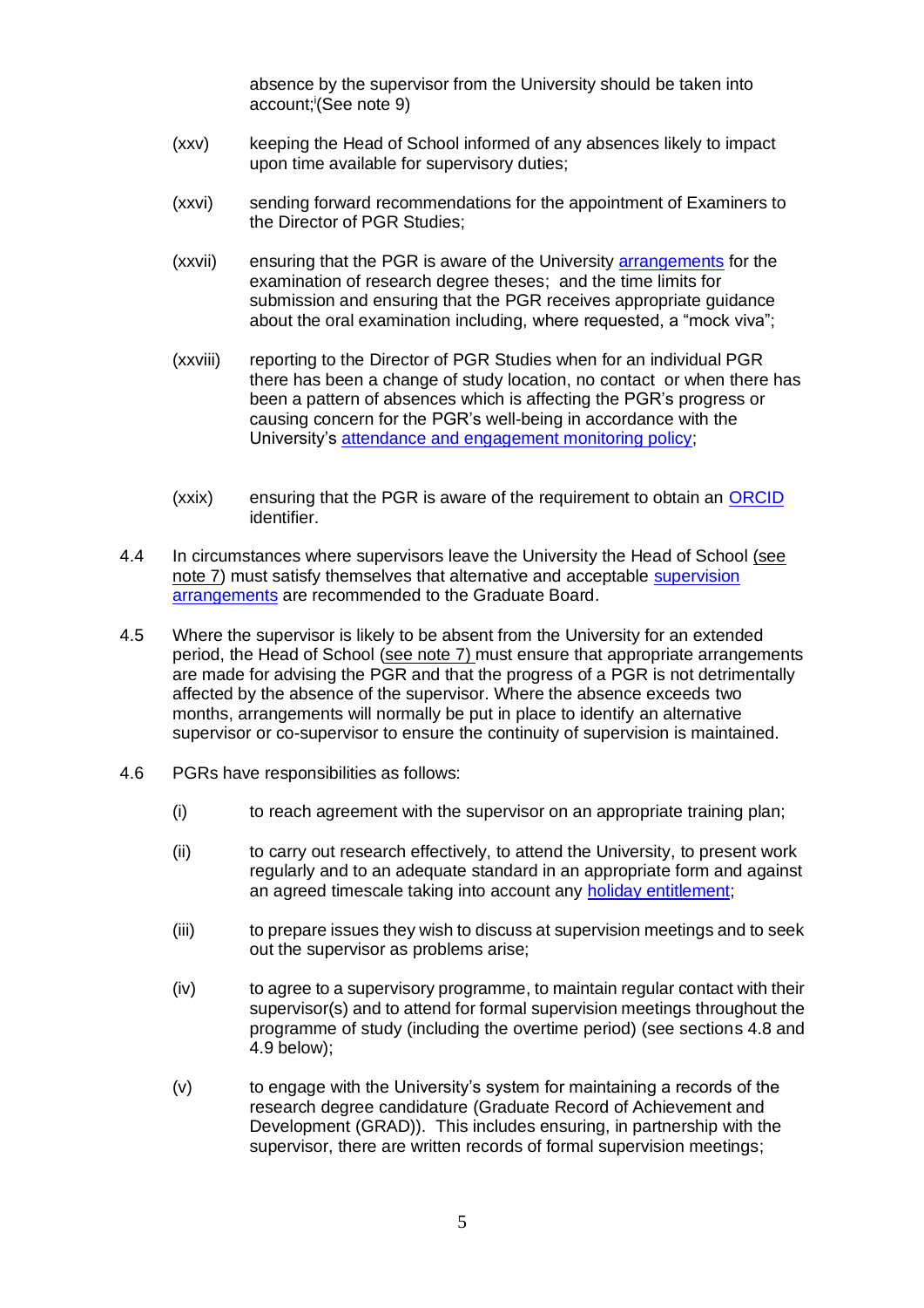absence by the supervisor from the University should be taken into account;[i](See note 9)

(xxv) keeping the Head of School informed of any absences likely to impact upon time available for supervisory duties;

(xxvi) sending forward recommendations for the appointment of Examiners to the Director of PGR Studies;

(xxvii) ensuring that the PGR is aware of the University arrangements for the examination of research degree theses; and the time limits for submission and ensuring that the PGR receives appropriate guidance about the oral examination including, where requested, a "mock viva";

(xxviii) reporting to the Director of PGR Studies when for an individual PGR there has been a change of study location, no contact or when there has been a pattern of absences which is affecting the PGR's progress or causing concern for the PGR's well-being in accordance with the University's attendance and engagement monitoring policy;

(xxix) ensuring that the PGR is aware of the requirement to obtain an ORCID identifier.

4.4 In circumstances where supervisors leave the University the Head of School (see note 7) must satisfy themselves that alternative and acceptable supervision arrangements are recommended to the Graduate Board.

4.5 Where the supervisor is likely to be absent from the University for an extended period, the Head of School (see note 7) must ensure that appropriate arrangements are made for advising the PGR and that the progress of a PGR is not detrimentally affected by the absence of the supervisor. Where the absence exceeds two months, arrangements will normally be put in place to identify an alternative supervisor or co-supervisor to ensure the continuity of supervision is maintained.

4.6 PGRs have responsibilities as follows:

(i) to reach agreement with the supervisor on an appropriate training plan;

(ii) to carry out research effectively, to attend the University, to present work regularly and to an adequate standard in an appropriate form and against an agreed timescale taking into account any holiday entitlement;

(iii) to prepare issues they wish to discuss at supervision meetings and to seek out the supervisor as problems arise;

(iv) to agree to a supervisory programme, to maintain regular contact with their supervisor(s) and to attend for formal supervision meetings throughout the programme of study (including the overtime period) (see sections 4.8 and 4.9 below);

(v) to engage with the University's system for maintaining a records of the research degree candidature (Graduate Record of Achievement and Development (GRAD)). This includes ensuring, in partnership with the supervisor, there are written records of formal supervision meetings;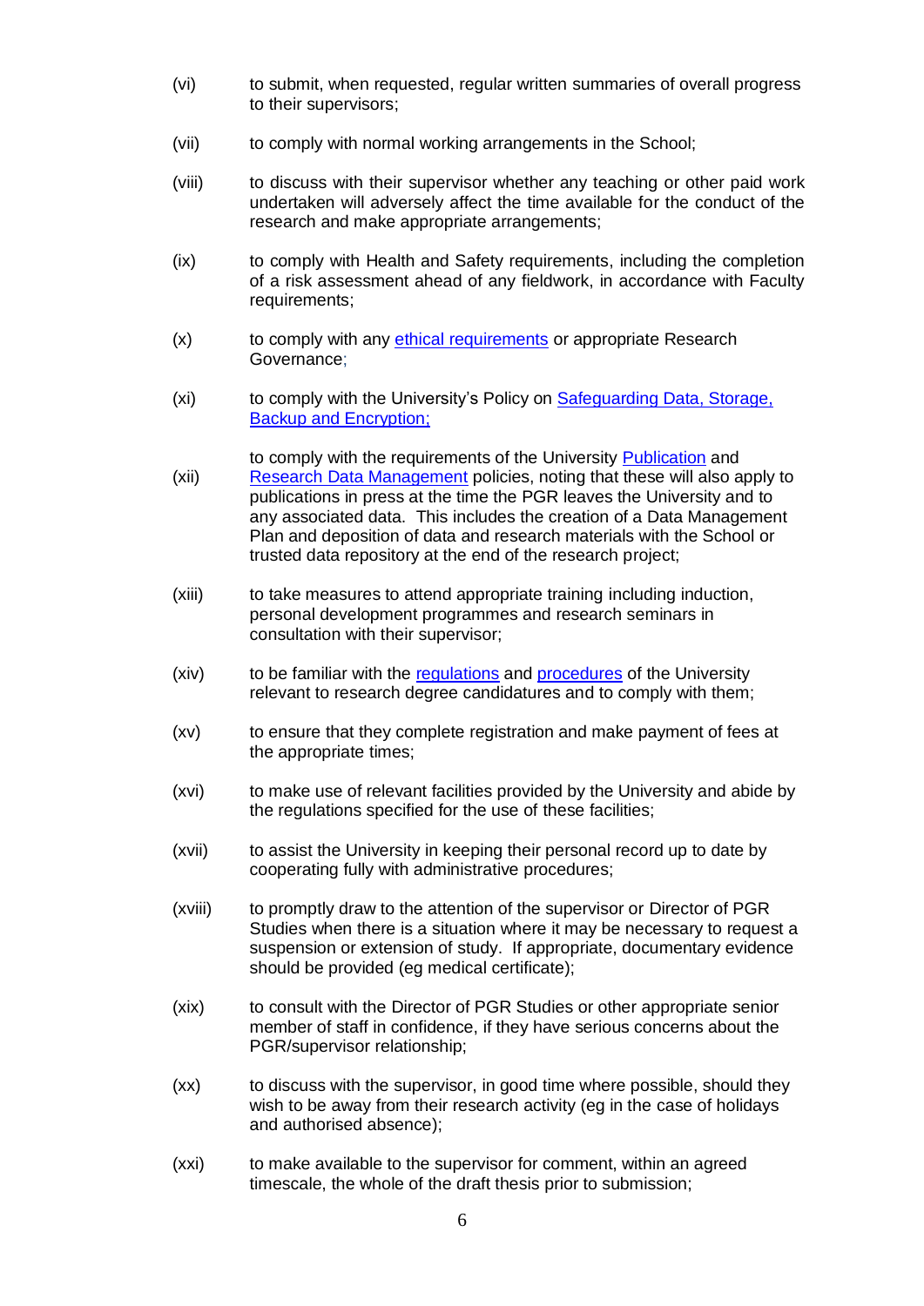(vi) to submit, when requested, regular written summaries of overall progress to their supervisors;

(vii) to comply with normal working arrangements in the School;

(viii) to discuss with their supervisor whether any teaching or other paid work undertaken will adversely affect the time available for the conduct of the research and make appropriate arrangements;

(ix) to comply with Health and Safety requirements, including the completion of a risk assessment ahead of any fieldwork, in accordance with Faculty requirements;

(x) to comply with any ethical requirements or appropriate Research Governance;

(xi) to comply with the University's Policy on Safeguarding Data, Storage, Backup and Encryption;

(xii) to comply with the requirements of the University Publication and Research Data Management policies, noting that these will also apply to publications in press at the time the PGR leaves the University and to any associated data. This includes the creation of a Data Management Plan and deposition of data and research materials with the School or trusted data repository at the end of the research project;

(xiii) to take measures to attend appropriate training including induction, personal development programmes and research seminars in consultation with their supervisor;

(xiv) to be familiar with the regulations and procedures of the University relevant to research degree candidatures and to comply with them;

(xv) to ensure that they complete registration and make payment of fees at the appropriate times;

(xvi) to make use of relevant facilities provided by the University and abide by the regulations specified for the use of these facilities;

(xvii) to assist the University in keeping their personal record up to date by cooperating fully with administrative procedures;

(xviii) to promptly draw to the attention of the supervisor or Director of PGR Studies when there is a situation where it may be necessary to request a suspension or extension of study. If appropriate, documentary evidence should be provided (eg medical certificate);

(xix) to consult with the Director of PGR Studies or other appropriate senior member of staff in confidence, if they have serious concerns about the PGR/supervisor relationship;

(xx) to discuss with the supervisor, in good time where possible, should they wish to be away from their research activity (eg in the case of holidays and authorised absence);

(xxi) to make available to the supervisor for comment, within an agreed timescale, the whole of the draft thesis prior to submission;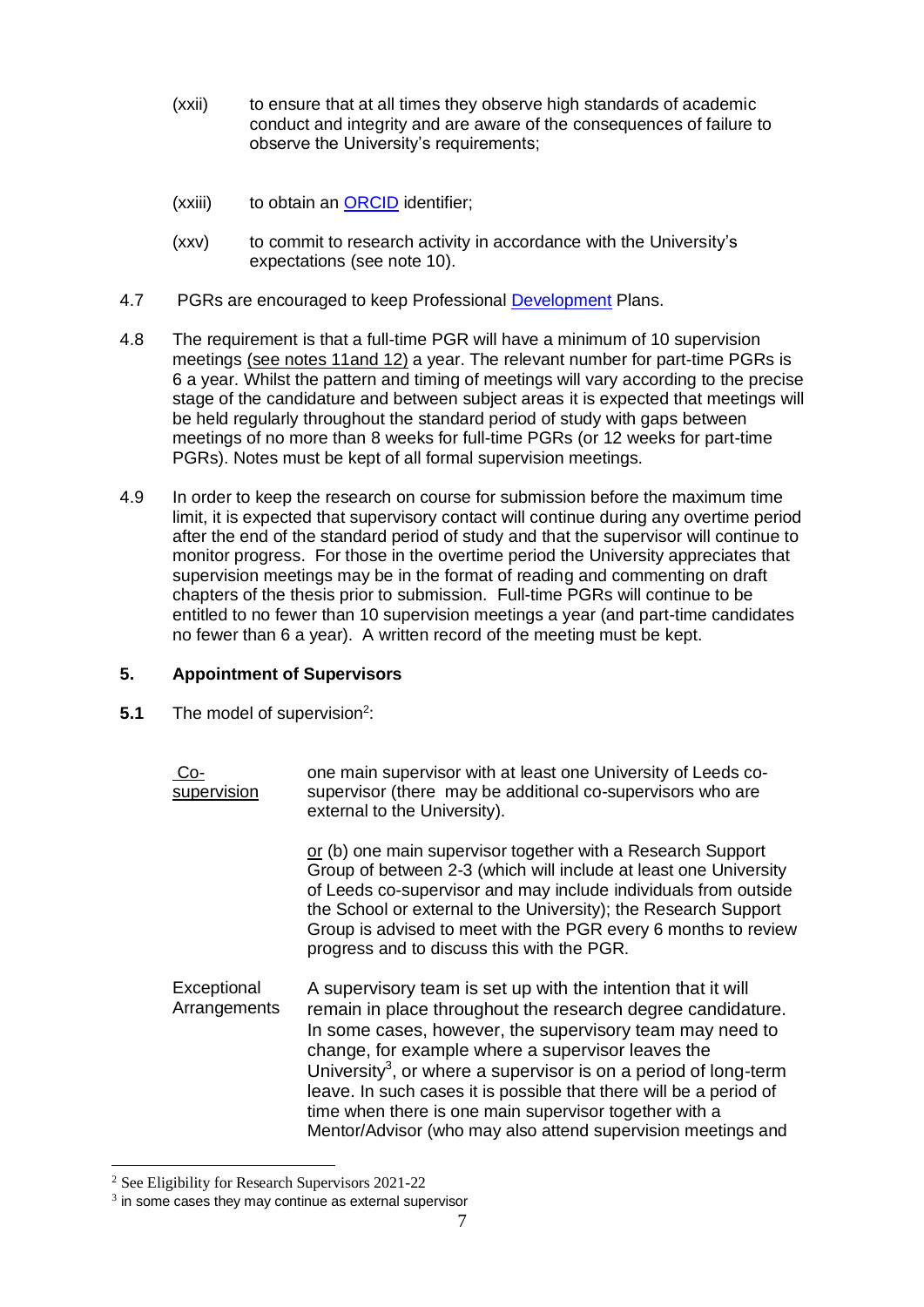(xxii) to ensure that at all times they observe high standards of academic conduct and integrity and are aware of the consequences of failure to observe the University's requirements;

(xxiii) to obtain an [ORCID](#) identifier;

(xxv) to commit to research activity in accordance with the University's expectations (see note 10).

4.7 PGRs are encouraged to keep Professional [Development](#) Plans.

4.8 The requirement is that a full-time PGR will have a minimum of 10 supervision meetings (see notes 11and 12) a year. The relevant number for part-time PGRs is 6 a year. Whilst the pattern and timing of meetings will vary according to the precise stage of the candidature and between subject areas it is expected that meetings will be held regularly throughout the standard period of study with gaps between meetings of no more than 8 weeks for full-time PGRs (or 12 weeks for part-time PGRs). Notes must be kept of all formal supervision meetings.

4.9 In order to keep the research on course for submission before the maximum time limit, it is expected that supervisory contact will continue during any overtime period after the end of the standard period of study and that the supervisor will continue to monitor progress. For those in the overtime period the University appreciates that supervision meetings may be in the format of reading and commenting on draft chapters of the thesis prior to submission. Full-time PGRs will continue to be entitled to no fewer than 10 supervision meetings a year (and part-time candidates no fewer than 6 a year). A written record of the meeting must be kept.

## 5. Appointment of Supervisors

**5.1** The model of supervision[2]:

<u>Co-supervision</u> — one main supervisor with at least one University of Leeds co-supervisor (there may be additional co-supervisors who are external to the University).

<u>or</u> (b) one main supervisor together with a Research Support Group of between 2-3 (which will include at least one University of Leeds co-supervisor and may include individuals from outside the School or external to the University); the Research Support Group is advised to meet with the PGR every 6 months to review progress and to discuss this with the PGR.

Exceptional Arrangements — A supervisory team is set up with the intention that it will remain in place throughout the research degree candidature. In some cases, however, the supervisory team may need to change, for example where a supervisor leaves the University[3], or where a supervisor is on a period of long-term leave. In such cases it is possible that there will be a period of time when there is one main supervisor together with a Mentor/Advisor (who may also attend supervision meetings and

[2] See Eligibility for Research Supervisors 2021-22

[3] in some cases they may continue as external supervisor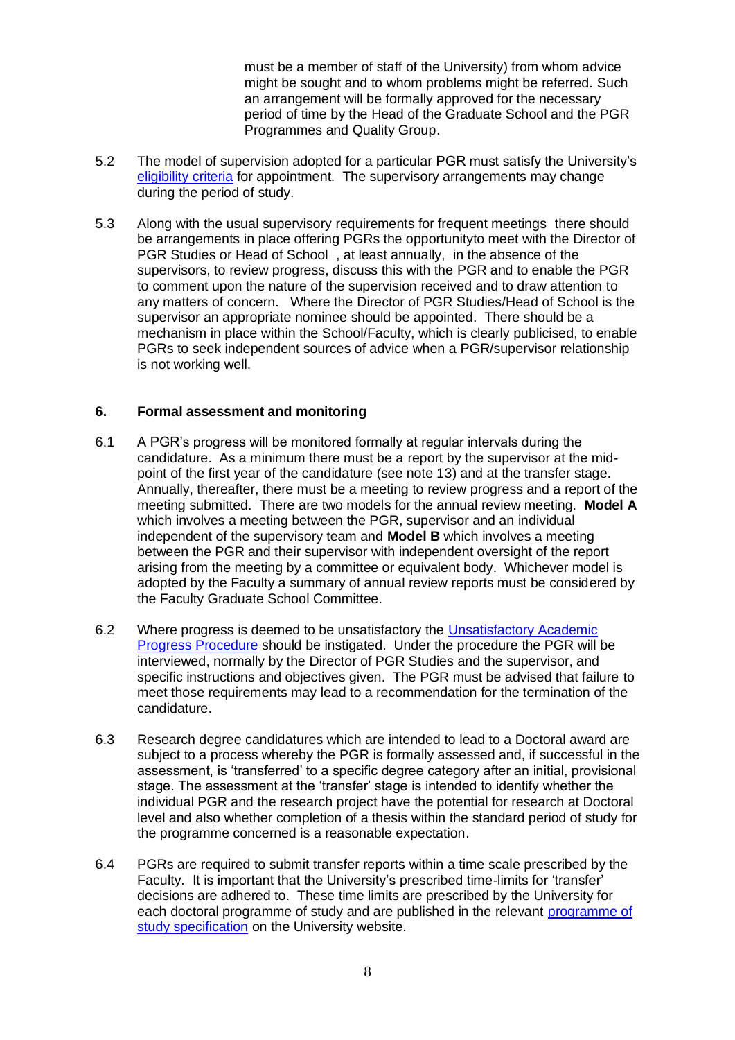must be a member of staff of the University) from whom advice might be sought and to whom problems might be referred. Such an arrangement will be formally approved for the necessary period of time by the Head of the Graduate School and the PGR Programmes and Quality Group.

5.2 The model of supervision adopted for a particular PGR must satisfy the University's eligibility criteria for appointment. The supervisory arrangements may change during the period of study.

5.3 Along with the usual supervisory requirements for frequent meetings there should be arrangements in place offering PGRs the opportunityto meet with the Director of PGR Studies or Head of School , at least annually, in the absence of the supervisors, to review progress, discuss this with the PGR and to enable the PGR to comment upon the nature of the supervision received and to draw attention to any matters of concern. Where the Director of PGR Studies/Head of School is the supervisor an appropriate nominee should be appointed. There should be a mechanism in place within the School/Faculty, which is clearly publicised, to enable PGRs to seek independent sources of advice when a PGR/supervisor relationship is not working well.

## 6. Formal assessment and monitoring

6.1 A PGR's progress will be monitored formally at regular intervals during the candidature. As a minimum there must be a report by the supervisor at the mid-point of the first year of the candidature (see note 13) and at the transfer stage. Annually, thereafter, there must be a meeting to review progress and a report of the meeting submitted. There are two models for the annual review meeting. **Model A** which involves a meeting between the PGR, supervisor and an individual independent of the supervisory team and **Model B** which involves a meeting between the PGR and their supervisor with independent oversight of the report arising from the meeting by a committee or equivalent body. Whichever model is adopted by the Faculty a summary of annual review reports must be considered by the Faculty Graduate School Committee.

6.2 Where progress is deemed to be unsatisfactory the Unsatisfactory Academic Progress Procedure should be instigated. Under the procedure the PGR will be interviewed, normally by the Director of PGR Studies and the supervisor, and specific instructions and objectives given. The PGR must be advised that failure to meet those requirements may lead to a recommendation for the termination of the candidature.

6.3 Research degree candidatures which are intended to lead to a Doctoral award are subject to a process whereby the PGR is formally assessed and, if successful in the assessment, is 'transferred' to a specific degree category after an initial, provisional stage. The assessment at the 'transfer' stage is intended to identify whether the individual PGR and the research project have the potential for research at Doctoral level and also whether completion of a thesis within the standard period of study for the programme concerned is a reasonable expectation.

6.4 PGRs are required to submit transfer reports within a time scale prescribed by the Faculty. It is important that the University's prescribed time-limits for 'transfer' decisions are adhered to. These time limits are prescribed by the University for each doctoral programme of study and are published in the relevant programme of study specification on the University website.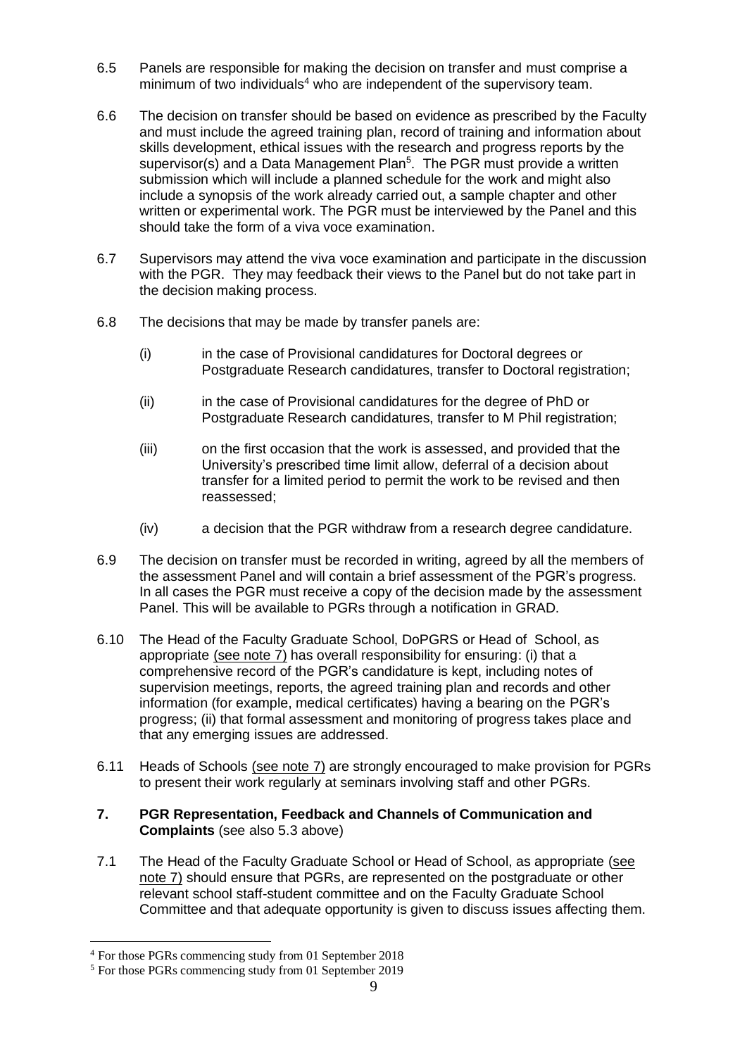6.5 Panels are responsible for making the decision on transfer and must comprise a minimum of two individuals[4] who are independent of the supervisory team.

6.6 The decision on transfer should be based on evidence as prescribed by the Faculty and must include the agreed training plan, record of training and information about skills development, ethical issues with the research and progress reports by the supervisor(s) and a Data Management Plan[5]. The PGR must provide a written submission which will include a planned schedule for the work and might also include a synopsis of the work already carried out, a sample chapter and other written or experimental work. The PGR must be interviewed by the Panel and this should take the form of a viva voce examination.

6.7 Supervisors may attend the viva voce examination and participate in the discussion with the PGR. They may feedback their views to the Panel but do not take part in the decision making process.

6.8 The decisions that may be made by transfer panels are:

(i) in the case of Provisional candidatures for Doctoral degrees or Postgraduate Research candidatures, transfer to Doctoral registration;

(ii) in the case of Provisional candidatures for the degree of PhD or Postgraduate Research candidatures, transfer to M Phil registration;

(iii) on the first occasion that the work is assessed, and provided that the University's prescribed time limit allow, deferral of a decision about transfer for a limited period to permit the work to be revised and then reassessed;

(iv) a decision that the PGR withdraw from a research degree candidature.

6.9 The decision on transfer must be recorded in writing, agreed by all the members of the assessment Panel and will contain a brief assessment of the PGR's progress. In all cases the PGR must receive a copy of the decision made by the assessment Panel. This will be available to PGRs through a notification in GRAD.

6.10 The Head of the Faculty Graduate School, DoPGRS or Head of School, as appropriate (see note 7) has overall responsibility for ensuring: (i) that a comprehensive record of the PGR's candidature is kept, including notes of supervision meetings, reports, the agreed training plan and records and other information (for example, medical certificates) having a bearing on the PGR's progress; (ii) that formal assessment and monitoring of progress takes place and that any emerging issues are addressed.

6.11 Heads of Schools (see note 7) are strongly encouraged to make provision for PGRs to present their work regularly at seminars involving staff and other PGRs.

## 7. PGR Representation, Feedback and Channels of Communication and Complaints (see also 5.3 above)

7.1 The Head of the Faculty Graduate School or Head of School, as appropriate (see note 7) should ensure that PGRs, are represented on the postgraduate or other relevant school staff-student committee and on the Faculty Graduate School Committee and that adequate opportunity is given to discuss issues affecting them.

---

[4] For those PGRs commencing study from 01 September 2018

[5] For those PGRs commencing study from 01 September 2019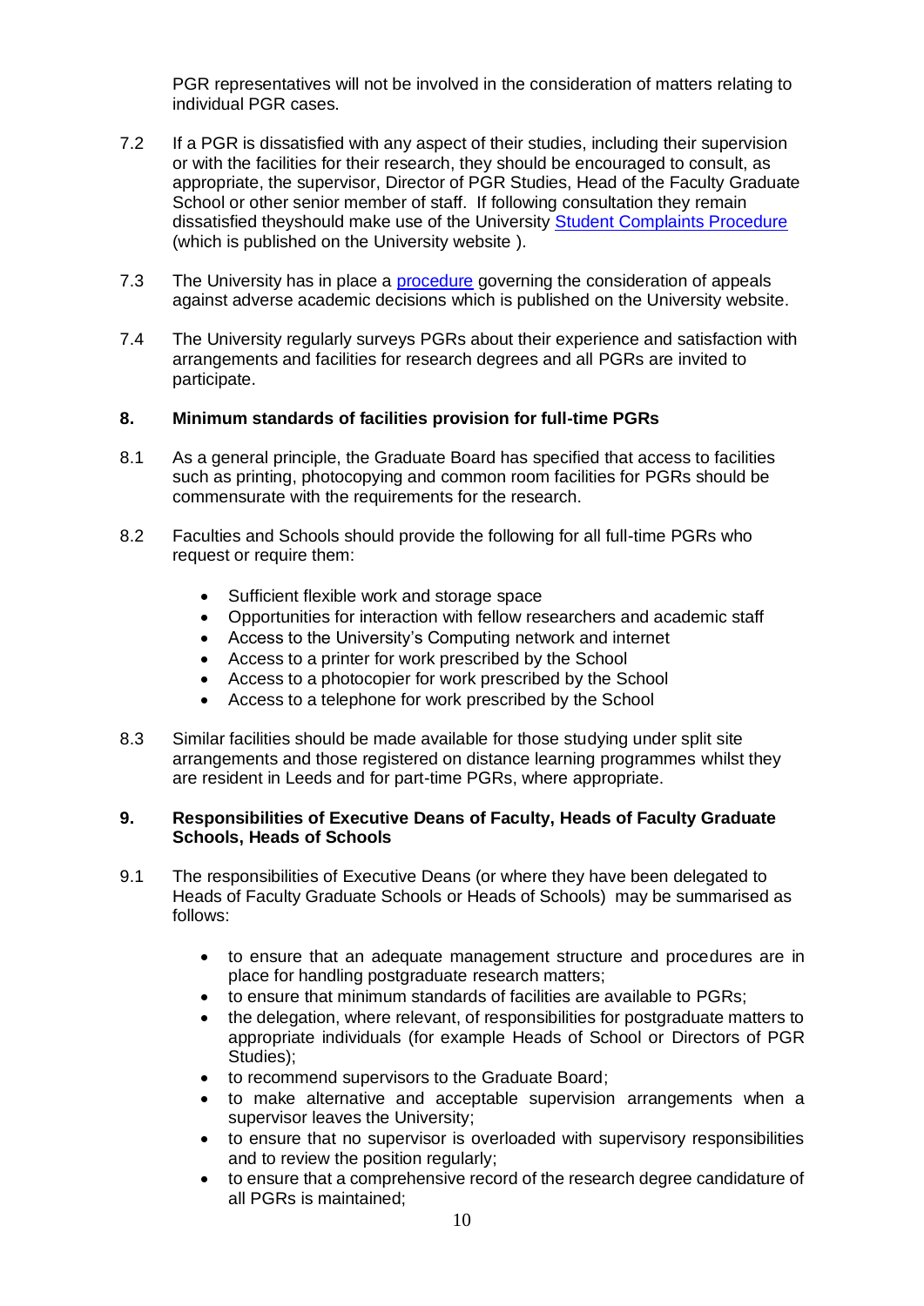PGR representatives will not be involved in the consideration of matters relating to individual PGR cases.

7.2 If a PGR is dissatisfied with any aspect of their studies, including their supervision or with the facilities for their research, they should be encouraged to consult, as appropriate, the supervisor, Director of PGR Studies, Head of the Faculty Graduate School or other senior member of staff. If following consultation they remain dissatisfied theyshould make use of the University Student Complaints Procedure (which is published on the University website ).

7.3 The University has in place a procedure governing the consideration of appeals against adverse academic decisions which is published on the University website.

7.4 The University regularly surveys PGRs about their experience and satisfaction with arrangements and facilities for research degrees and all PGRs are invited to participate.

## 8. Minimum standards of facilities provision for full-time PGRs

8.1 As a general principle, the Graduate Board has specified that access to facilities such as printing, photocopying and common room facilities for PGRs should be commensurate with the requirements for the research.

8.2 Faculties and Schools should provide the following for all full-time PGRs who request or require them:

- Sufficient flexible work and storage space
- Opportunities for interaction with fellow researchers and academic staff
- Access to the University's Computing network and internet
- Access to a printer for work prescribed by the School
- Access to a photocopier for work prescribed by the School
- Access to a telephone for work prescribed by the School

8.3 Similar facilities should be made available for those studying under split site arrangements and those registered on distance learning programmes whilst they are resident in Leeds and for part-time PGRs, where appropriate.

## 9. Responsibilities of Executive Deans of Faculty, Heads of Faculty Graduate Schools, Heads of Schools

9.1 The responsibilities of Executive Deans (or where they have been delegated to Heads of Faculty Graduate Schools or Heads of Schools) may be summarised as follows:

- to ensure that an adequate management structure and procedures are in place for handling postgraduate research matters;
- to ensure that minimum standards of facilities are available to PGRs;
- the delegation, where relevant, of responsibilities for postgraduate matters to appropriate individuals (for example Heads of School or Directors of PGR Studies);
- to recommend supervisors to the Graduate Board;
- to make alternative and acceptable supervision arrangements when a supervisor leaves the University;
- to ensure that no supervisor is overloaded with supervisory responsibilities and to review the position regularly;
- to ensure that a comprehensive record of the research degree candidature of all PGRs is maintained;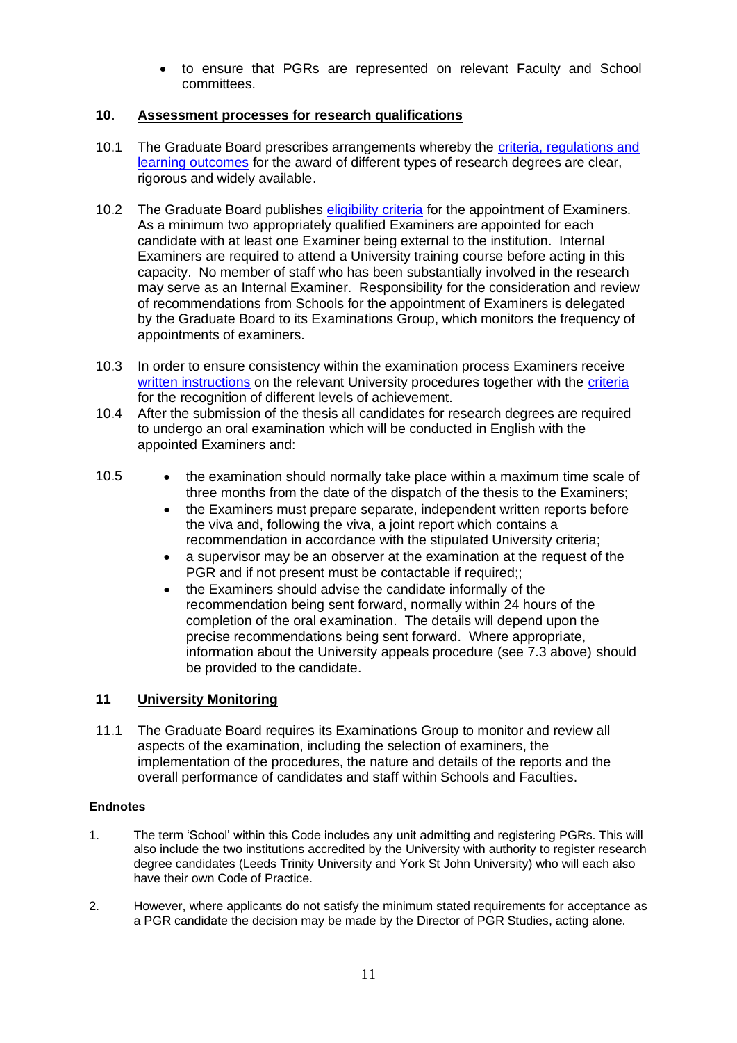- to ensure that PGRs are represented on relevant Faculty and School committees.

## 10. Assessment processes for research qualifications

10.1 The Graduate Board prescribes arrangements whereby the criteria, regulations and learning outcomes for the award of different types of research degrees are clear, rigorous and widely available.

10.2 The Graduate Board publishes eligibility criteria for the appointment of Examiners. As a minimum two appropriately qualified Examiners are appointed for each candidate with at least one Examiner being external to the institution. Internal Examiners are required to attend a University training course before acting in this capacity. No member of staff who has been substantially involved in the research may serve as an Internal Examiner. Responsibility for the consideration and review of recommendations from Schools for the appointment of Examiners is delegated by the Graduate Board to its Examinations Group, which monitors the frequency of appointments of examiners.

10.3 In order to ensure consistency within the examination process Examiners receive written instructions on the relevant University procedures together with the criteria for the recognition of different levels of achievement.

10.4 After the submission of the thesis all candidates for research degrees are required to undergo an oral examination which will be conducted in English with the appointed Examiners and:

10.5
- the examination should normally take place within a maximum time scale of three months from the date of the dispatch of the thesis to the Examiners;
- the Examiners must prepare separate, independent written reports before the viva and, following the viva, a joint report which contains a recommendation in accordance with the stipulated University criteria;
- a supervisor may be an observer at the examination at the request of the PGR and if not present must be contactable if required;;
- the Examiners should advise the candidate informally of the recommendation being sent forward, normally within 24 hours of the completion of the oral examination. The details will depend upon the precise recommendations being sent forward. Where appropriate, information about the University appeals procedure (see 7.3 above) should be provided to the candidate.

## 11 University Monitoring

11.1 The Graduate Board requires its Examinations Group to monitor and review all aspects of the examination, including the selection of examiners, the implementation of the procedures, the nature and details of the reports and the overall performance of candidates and staff within Schools and Faculties.

**Endnotes**

1. The term 'School' within this Code includes any unit admitting and registering PGRs. This will also include the two institutions accredited by the University with authority to register research degree candidates (Leeds Trinity University and York St John University) who will each also have their own Code of Practice.

2. However, where applicants do not satisfy the minimum stated requirements for acceptance as a PGR candidate the decision may be made by the Director of PGR Studies, acting alone.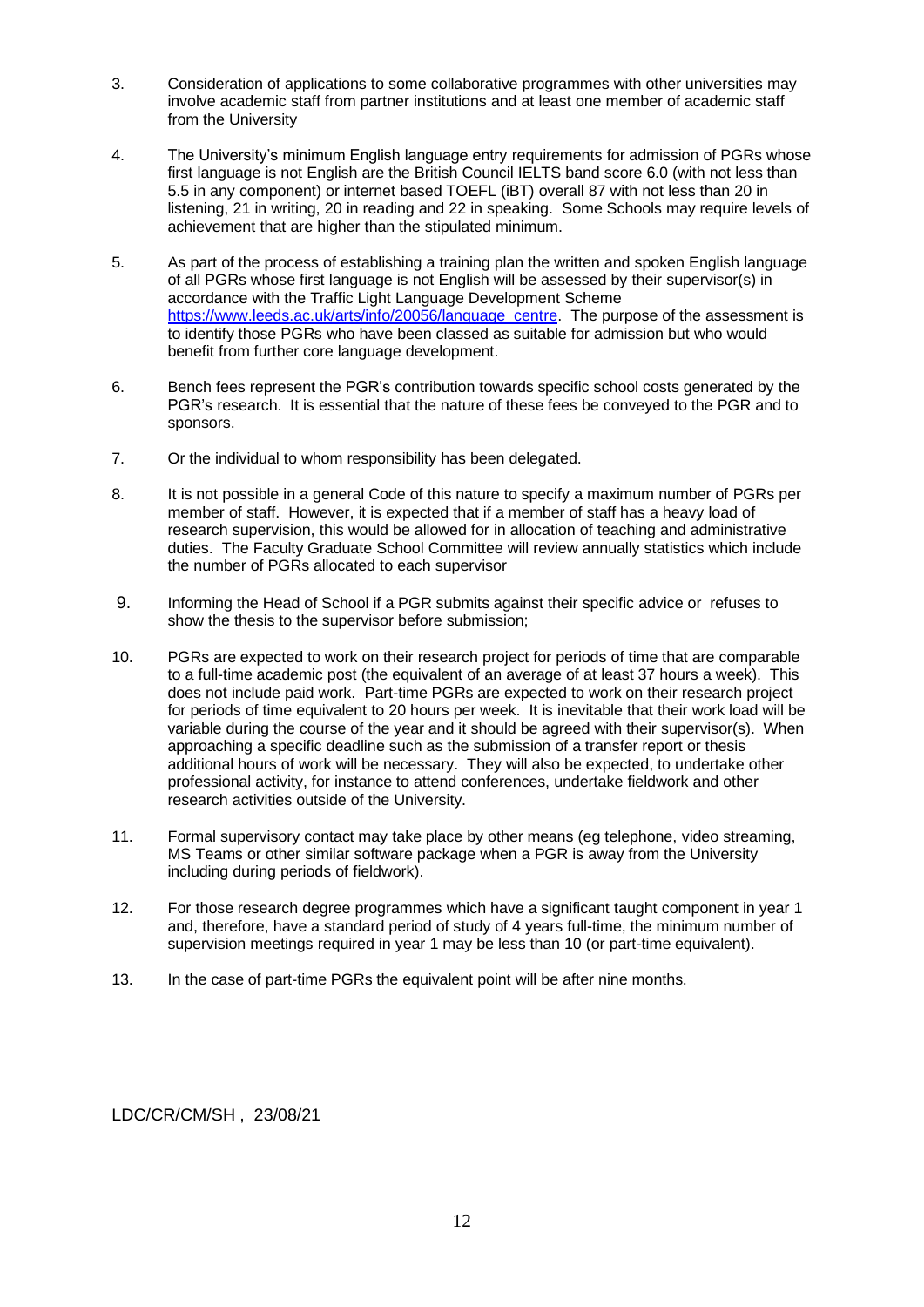3. Consideration of applications to some collaborative programmes with other universities may involve academic staff from partner institutions and at least one member of academic staff from the University

4. The University's minimum English language entry requirements for admission of PGRs whose first language is not English are the British Council IELTS band score 6.0 (with not less than 5.5 in any component) or internet based TOEFL (iBT) overall 87 with not less than 20 in listening, 21 in writing, 20 in reading and 22 in speaking. Some Schools may require levels of achievement that are higher than the stipulated minimum.

5. As part of the process of establishing a training plan the written and spoken English language of all PGRs whose first language is not English will be assessed by their supervisor(s) in accordance with the Traffic Light Language Development Scheme https://www.leeds.ac.uk/arts/info/20056/language_centre. The purpose of the assessment is to identify those PGRs who have been classed as suitable for admission but who would benefit from further core language development.

6. Bench fees represent the PGR's contribution towards specific school costs generated by the PGR's research. It is essential that the nature of these fees be conveyed to the PGR and to sponsors.

7. Or the individual to whom responsibility has been delegated.

8. It is not possible in a general Code of this nature to specify a maximum number of PGRs per member of staff. However, it is expected that if a member of staff has a heavy load of research supervision, this would be allowed for in allocation of teaching and administrative duties. The Faculty Graduate School Committee will review annually statistics which include the number of PGRs allocated to each supervisor

9. Informing the Head of School if a PGR submits against their specific advice or refuses to show the thesis to the supervisor before submission;

10. PGRs are expected to work on their research project for periods of time that are comparable to a full-time academic post (the equivalent of an average of at least 37 hours a week). This does not include paid work. Part-time PGRs are expected to work on their research project for periods of time equivalent to 20 hours per week. It is inevitable that their work load will be variable during the course of the year and it should be agreed with their supervisor(s). When approaching a specific deadline such as the submission of a transfer report or thesis additional hours of work will be necessary. They will also be expected, to undertake other professional activity, for instance to attend conferences, undertake fieldwork and other research activities outside of the University.

11. Formal supervisory contact may take place by other means (eg telephone, video streaming, MS Teams or other similar software package when a PGR is away from the University including during periods of fieldwork).

12. For those research degree programmes which have a significant taught component in year 1 and, therefore, have a standard period of study of 4 years full-time, the minimum number of supervision meetings required in year 1 may be less than 10 (or part-time equivalent).

13. In the case of part-time PGRs the equivalent point will be after nine months.

LDC/CR/CM/SH , 23/08/21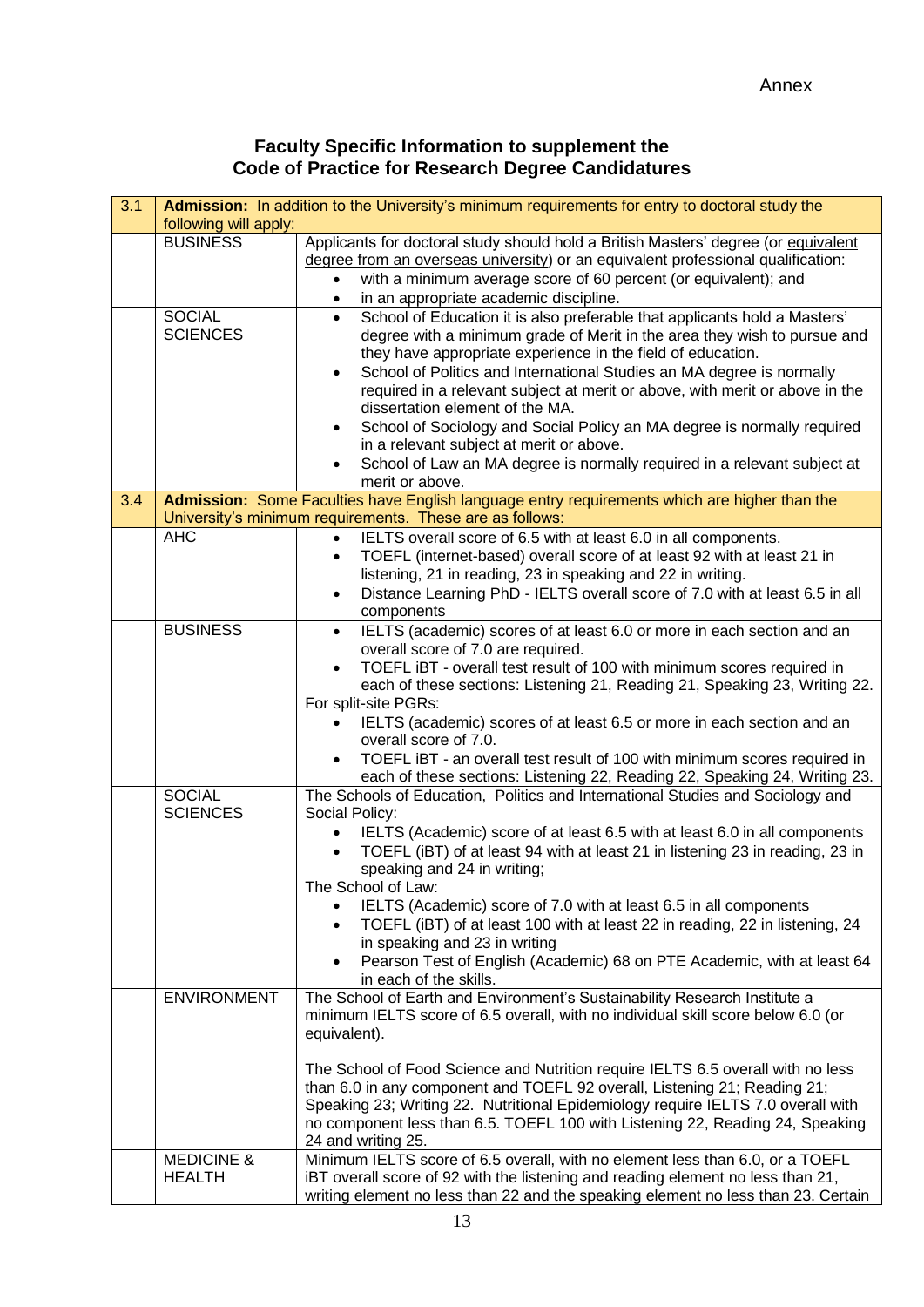Annex

## Faculty Specific Information to supplement the Code of Practice for Research Degree Candidatures

| | | |
|---|---|---|
| 3.1 | **Admission:** In addition to the University's minimum requirements for entry to doctoral study the following will apply: | |
| | BUSINESS | Applicants for doctoral study should hold a British Masters' degree (or equivalent degree from an overseas university) or an equivalent professional qualification:<br>• with a minimum average score of 60 percent (or equivalent); and<br>• in an appropriate academic discipline. |
| | SOCIAL SCIENCES | • School of Education it is also preferable that applicants hold a Masters' degree with a minimum grade of Merit in the area they wish to pursue and they have appropriate experience in the field of education.<br>• School of Politics and International Studies an MA degree is normally required in a relevant subject at merit or above, with merit or above in the dissertation element of the MA.<br>• School of Sociology and Social Policy an MA degree is normally required in a relevant subject at merit or above.<br>• School of Law an MA degree is normally required in a relevant subject at merit or above. |
| 3.4 | **Admission:** Some Faculties have English language entry requirements which are higher than the University's minimum requirements. These are as follows: | |
| | AHC | • IELTS overall score of 6.5 with at least 6.0 in all components.<br>• TOEFL (internet-based) overall score of at least 92 with at least 21 in listening, 21 in reading, 23 in speaking and 22 in writing.<br>• Distance Learning PhD - IELTS overall score of 7.0 with at least 6.5 in all components |
| | BUSINESS | • IELTS (academic) scores of at least 6.0 or more in each section and an overall score of 7.0 are required.<br>• TOEFL iBT - overall test result of 100 with minimum scores required in each of these sections: Listening 21, Reading 21, Speaking 23, Writing 22.<br>For split-site PGRs:<br>• IELTS (academic) scores of at least 6.5 or more in each section and an overall score of 7.0.<br>• TOEFL iBT - an overall test result of 100 with minimum scores required in each of these sections: Listening 22, Reading 22, Speaking 24, Writing 23. |
| | SOCIAL SCIENCES | The Schools of Education, Politics and International Studies and Sociology and Social Policy:<br>• IELTS (Academic) score of at least 6.5 with at least 6.0 in all components<br>• TOEFL (iBT) of at least 94 with at least 21 in listening 23 in reading, 23 in speaking and 24 in writing;<br>The School of Law:<br>• IELTS (Academic) score of 7.0 with at least 6.5 in all components<br>• TOEFL (iBT) of at least 100 with at least 22 in reading, 22 in listening, 24 in speaking and 23 in writing<br>• Pearson Test of English (Academic) 68 on PTE Academic, with at least 64 in each of the skills. |
| | ENVIRONMENT | The School of Earth and Environment's Sustainability Research Institute a minimum IELTS score of 6.5 overall, with no individual skill score below 6.0 (or equivalent).<br><br>The School of Food Science and Nutrition require IELTS 6.5 overall with no less than 6.0 in any component and TOEFL 92 overall, Listening 21; Reading 21; Speaking 23; Writing 22. Nutritional Epidemiology require IELTS 7.0 overall with no component less than 6.5. TOEFL 100 with Listening 22, Reading 24, Speaking 24 and writing 25. |
| | MEDICINE & HEALTH | Minimum IELTS score of 6.5 overall, with no element less than 6.0, or a TOEFL iBT overall score of 92 with the listening and reading element no less than 21, writing element no less than 22 and the speaking element no less than 23. Certain |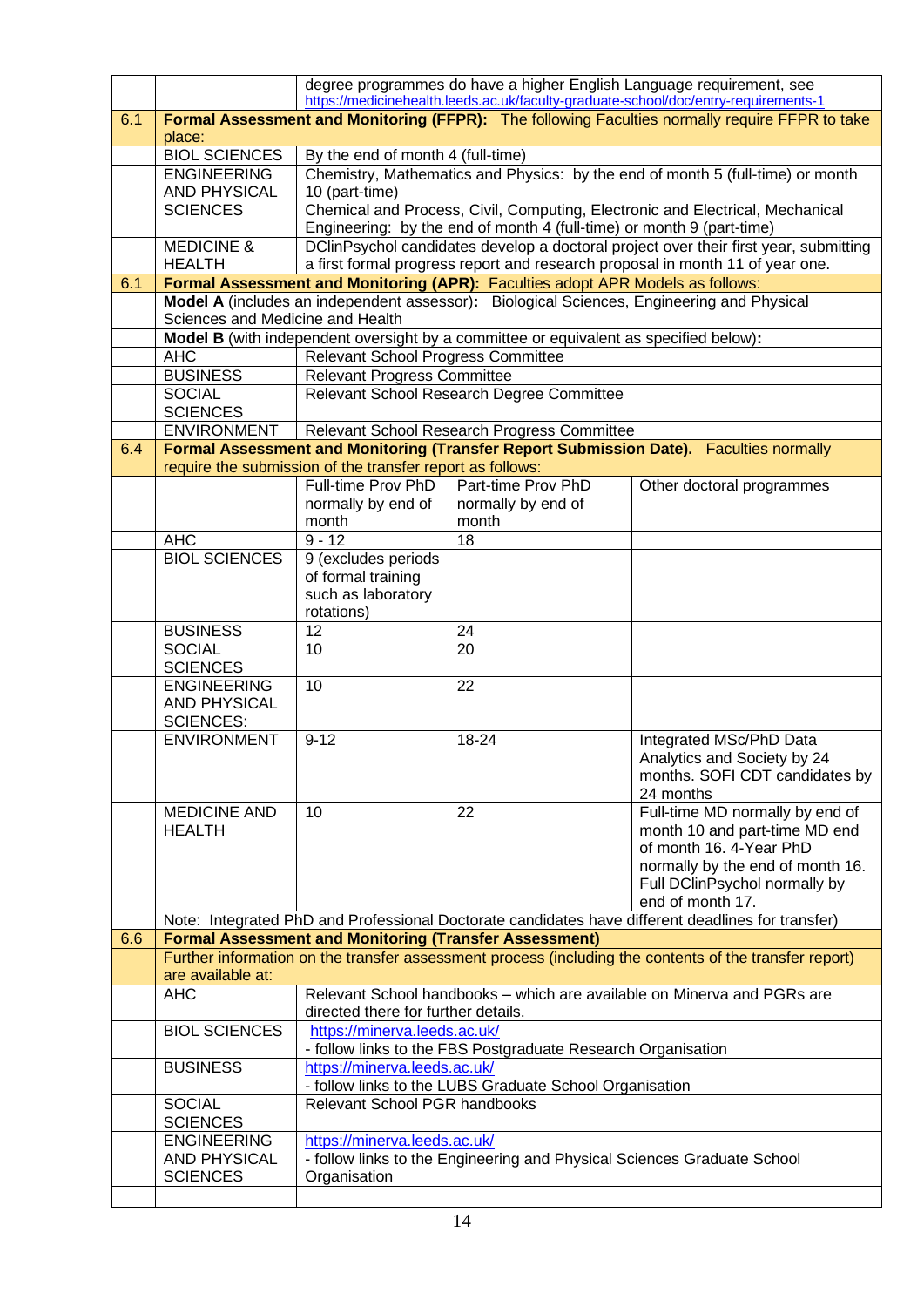| | | | | |
|---|---|---|---|---|
| | | degree programmes do have a higher English Language requirement, see https://medicinehealth.leeds.ac.uk/faculty-graduate-school/doc/entry-requirements-1 | | |
| 6.1 | **Formal Assessment and Monitoring (FFPR):** The following Faculties normally require FFPR to take place: | | | |
| | BIOL SCIENCES | By the end of month 4 (full-time) | | |
| | ENGINEERING AND PHYSICAL SCIENCES | Chemistry, Mathematics and Physics: by the end of month 5 (full-time) or month 10 (part-time)<br>Chemical and Process, Civil, Computing, Electronic and Electrical, Mechanical Engineering: by the end of month 4 (full-time) or month 9 (part-time) | | |
| | MEDICINE & HEALTH | DClinPsychol candidates develop a doctoral project over their first year, submitting a first formal progress report and research proposal in month 11 of year one. | | |
| 6.1 | **Formal Assessment and Monitoring (APR):** Faculties adopt APR Models as follows: | | | |
| | **Model A** (includes an independent assessor)**:** Biological Sciences, Engineering and Physical Sciences and Medicine and Health | | | |
| | **Model B** (with independent oversight by a committee or equivalent as specified below)**:** | | | |
| | AHC | Relevant School Progress Committee | | |
| | BUSINESS | Relevant Progress Committee | | |
| | SOCIAL SCIENCES | Relevant School Research Degree Committee | | |
| | ENVIRONMENT | Relevant School Research Progress Committee | | |
| 6.4 | **Formal Assessment and Monitoring (Transfer Report Submission Date).** Faculties normally require the submission of the transfer report as follows: | | | |
| | | Full-time Prov PhD normally by end of month | Part-time Prov PhD normally by end of month | Other doctoral programmes |
| | AHC | 9 - 12 | 18 | |
| | BIOL SCIENCES | 9 (excludes periods of formal training such as laboratory rotations) | | |
| | BUSINESS | 12 | 24 | |
| | SOCIAL SCIENCES | 10 | 20 | |
| | ENGINEERING AND PHYSICAL SCIENCES: | 10 | 22 | |
| | ENVIRONMENT | 9-12 | 18-24 | Integrated MSc/PhD Data Analytics and Society by 24 months. SOFI CDT candidates by 24 months |
| | MEDICINE AND HEALTH | 10 | 22 | Full-time MD normally by end of month 10 and part-time MD end of month 16. 4-Year PhD normally by the end of month 16. Full DClinPsychol normally by end of month 17. |
| | Note: Integrated PhD and Professional Doctorate candidates have different deadlines for transfer) | | | |
| 6.6 | **Formal Assessment and Monitoring (Transfer Assessment)** | | | |
| | Further information on the transfer assessment process (including the contents of the transfer report) are available at: | | | |
| | AHC | Relevant School handbooks – which are available on Minerva and PGRs are directed there for further details. | | |
| | BIOL SCIENCES | https://minerva.leeds.ac.uk/<br>- follow links to the FBS Postgraduate Research Organisation | | |
| | BUSINESS | https://minerva.leeds.ac.uk/<br>- follow links to the LUBS Graduate School Organisation | | |
| | SOCIAL SCIENCES | Relevant School PGR handbooks | | |
| | ENGINEERING AND PHYSICAL SCIENCES | https://minerva.leeds.ac.uk/<br>- follow links to the Engineering and Physical Sciences Graduate School Organisation | | |
| | | | | |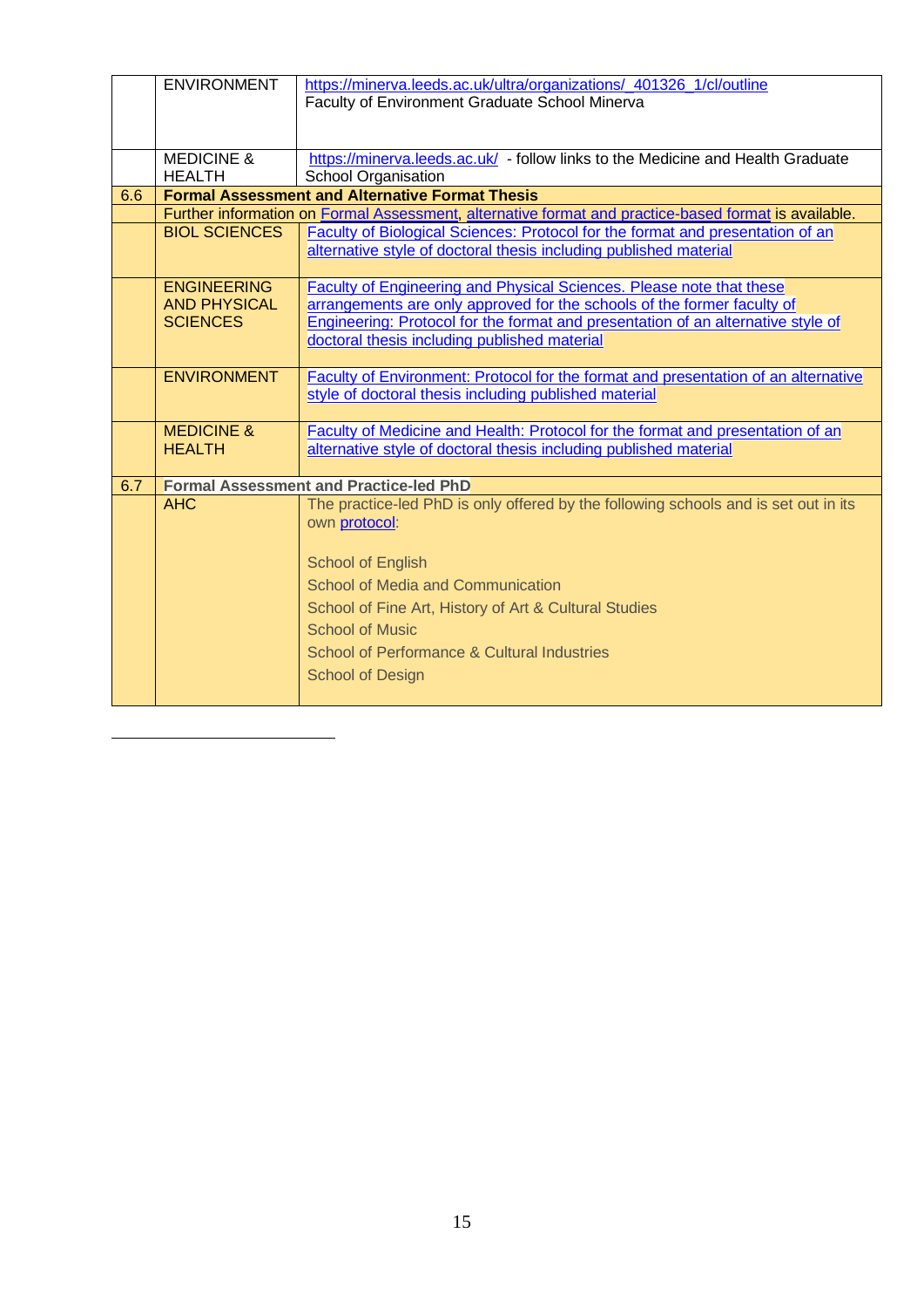| | | |
|---|---|---|
| | ENVIRONMENT | https://minerva.leeds.ac.uk/ultra/organizations/_401326_1/cl/outline Faculty of Environment Graduate School Minerva |
| | MEDICINE & HEALTH | https://minerva.leeds.ac.uk/ - follow links to the Medicine and Health Graduate School Organisation |
| 6.6 | **Formal Assessment and Alternative Format Thesis** | |
| | Further information on Formal Assessment, alternative format and practice-based format is available. | |
| | BIOL SCIENCES | Faculty of Biological Sciences: Protocol for the format and presentation of an alternative style of doctoral thesis including published material |
| | ENGINEERING AND PHYSICAL SCIENCES | Faculty of Engineering and Physical Sciences. Please note that these arrangements are only approved for the schools of the former faculty of Engineering: Protocol for the format and presentation of an alternative style of doctoral thesis including published material |
| | ENVIRONMENT | Faculty of Environment: Protocol for the format and presentation of an alternative style of doctoral thesis including published material |
| | MEDICINE & HEALTH | Faculty of Medicine and Health: Protocol for the format and presentation of an alternative style of doctoral thesis including published material |
| 6.7 | **Formal Assessment and Practice-led PhD** | |
| | AHC | The practice-led PhD is only offered by the following schools and is set out in its own protocol:<br><br>School of English<br>School of Media and Communication<br>School of Fine Art, History of Art & Cultural Studies<br>School of Music<br>School of Performance & Cultural Industries<br>School of Design |